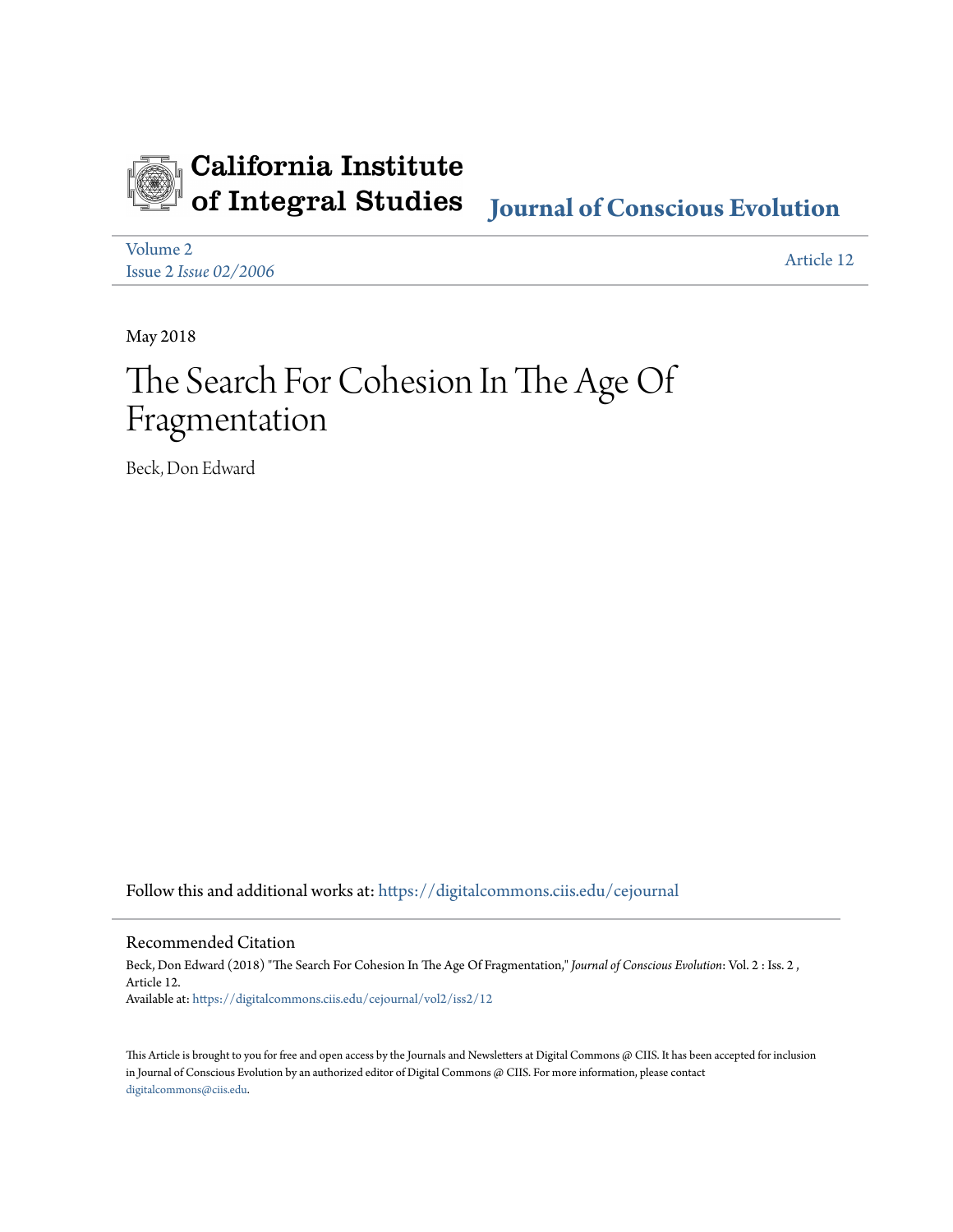California Institute of Integral Studies

**Journal of Conscious Evolution**

Volume 2
Issue 2 *Issue 02/2006*

Article 12

May 2018

# The Search For Cohesion In The Age Of Fragmentation

Beck, Don Edward

Follow this and additional works at: https://digitalcommons.ciis.edu/cejournal

## Recommended Citation

Beck, Don Edward (2018) "The Search For Cohesion In The Age Of Fragmentation," *Journal of Conscious Evolution*: Vol. 2 : Iss. 2 , Article 12.
Available at: https://digitalcommons.ciis.edu/cejournal/vol2/iss2/12

This Article is brought to you for free and open access by the Journals and Newsletters at Digital Commons @ CIIS. It has been accepted for inclusion in Journal of Conscious Evolution by an authorized editor of Digital Commons @ CIIS. For more information, please contact digitalcommons@ciis.edu.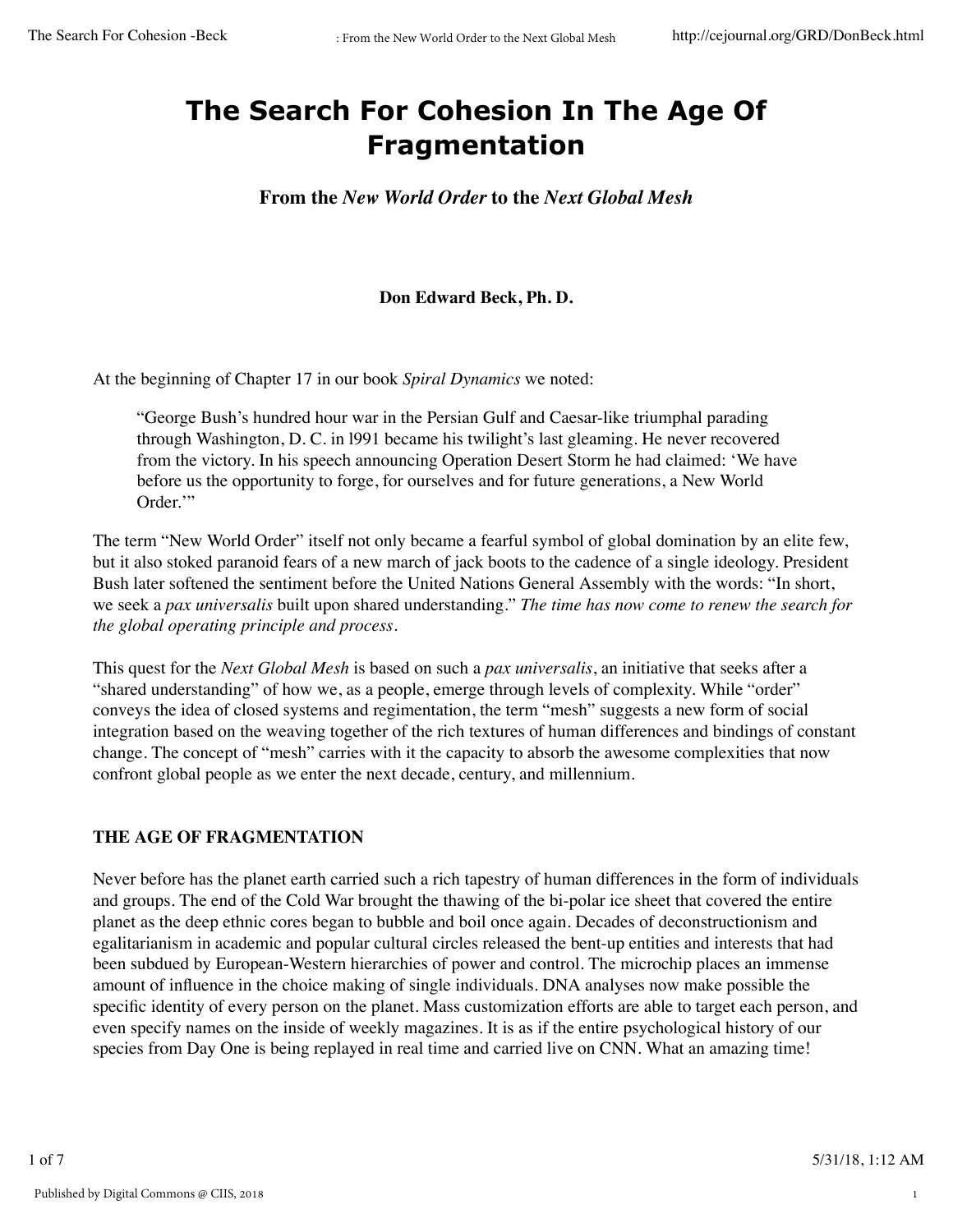# The Search For Cohesion In The Age Of Fragmentation

### From the *New World Order* to the *Next Global Mesh*

**Don Edward Beck, Ph. D.**

At the beginning of Chapter 17 in our book *Spiral Dynamics* we noted:

> "George Bush's hundred hour war in the Persian Gulf and Caesar-like triumphal parading through Washington, D. C. in l991 became his twilight's last gleaming. He never recovered from the victory. In his speech announcing Operation Desert Storm he had claimed: 'We have before us the opportunity to forge, for ourselves and for future generations, a New World Order.'"

The term "New World Order" itself not only became a fearful symbol of global domination by an elite few, but it also stoked paranoid fears of a new march of jack boots to the cadence of a single ideology. President Bush later softened the sentiment before the United Nations General Assembly with the words: "In short, we seek a *pax universalis* built upon shared understanding." *The time has now come to renew the search for the global operating principle and process.*

This quest for the *Next Global Mesh* is based on such a *pax universalis*, an initiative that seeks after a "shared understanding" of how we, as a people, emerge through levels of complexity. While "order" conveys the idea of closed systems and regimentation, the term "mesh" suggests a new form of social integration based on the weaving together of the rich textures of human differences and bindings of constant change. The concept of "mesh" carries with it the capacity to absorb the awesome complexities that now confront global people as we enter the next decade, century, and millennium.

## THE AGE OF FRAGMENTATION

Never before has the planet earth carried such a rich tapestry of human differences in the form of individuals and groups. The end of the Cold War brought the thawing of the bi-polar ice sheet that covered the entire planet as the deep ethnic cores began to bubble and boil once again. Decades of deconstructionism and egalitarianism in academic and popular cultural circles released the bent-up entities and interests that had been subdued by European-Western hierarchies of power and control. The microchip places an immense amount of influence in the choice making of single individuals. DNA analyses now make possible the specific identity of every person on the planet. Mass customization efforts are able to target each person, and even specify names on the inside of weekly magazines. It is as if the entire psychological history of our species from Day One is being replayed in real time and carried live on CNN. What an amazing time!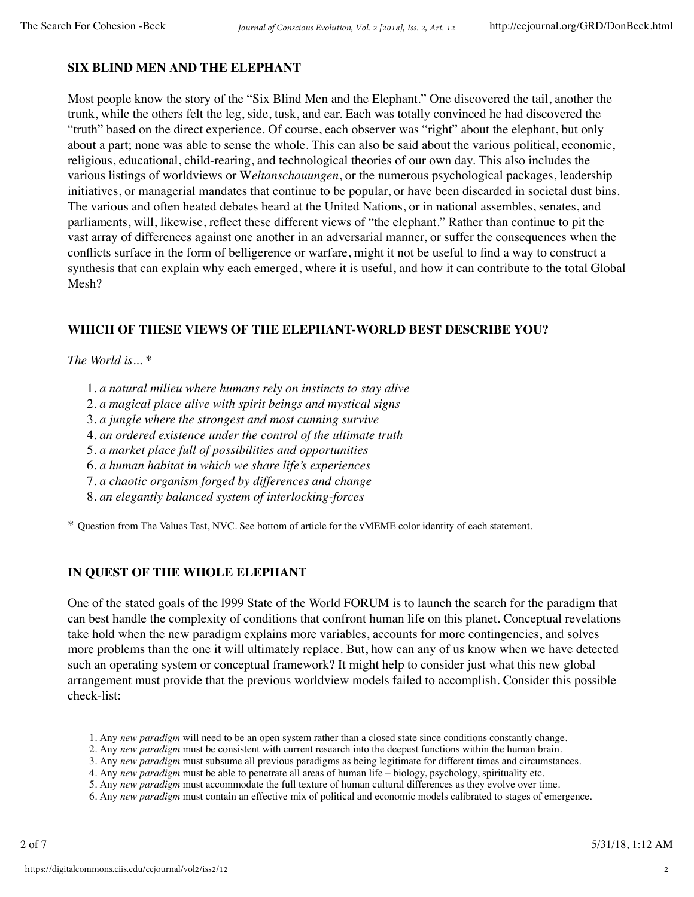### SIX BLIND MEN AND THE ELEPHANT

Most people know the story of the “Six Blind Men and the Elephant.” One discovered the tail, another the trunk, while the others felt the leg, side, tusk, and ear. Each was totally convinced he had discovered the “truth” based on the direct experience. Of course, each observer was “right” about the elephant, but only about a part; none was able to sense the whole. This can also be said about the various political, economic, religious, educational, child-rearing, and technological theories of our own day. This also includes the various listings of worldviews or W*eltanschauungen*, or the numerous psychological packages, leadership initiatives, or managerial mandates that continue to be popular, or have been discarded in societal dust bins. The various and often heated debates heard at the United Nations, or in national assembles, senates, and parliaments, will, likewise, reflect these different views of “the elephant.” Rather than continue to pit the vast array of differences against one another in an adversarial manner, or suffer the consequences when the conflicts surface in the form of belligerence or warfare, might it not be useful to find a way to construct a synthesis that can explain why each emerged, where it is useful, and how it can contribute to the total Global Mesh?

### WHICH OF THESE VIEWS OF THE ELEPHANT-WORLD BEST DESCRIBE YOU?

*The World is...* *

1. *a natural milieu where humans rely on instincts to stay alive*
2. *a magical place alive with spirit beings and mystical signs*
3. *a jungle where the strongest and most cunning survive*
4. *an ordered existence under the control of the ultimate truth*
5. *a market place full of possibilities and opportunities*
6. *a human habitat in which we share life’s experiences*
7. *a chaotic organism forged by differences and change*
8. *an elegantly balanced system of interlocking-forces*

* Question from The Values Test, NVC. See bottom of article for the vMEME color identity of each statement.

### IN QUEST OF THE WHOLE ELEPHANT

One of the stated goals of the l999 State of the World FORUM is to launch the search for the paradigm that can best handle the complexity of conditions that confront human life on this planet. Conceptual revelations take hold when the new paradigm explains more variables, accounts for more contingencies, and solves more problems than the one it will ultimately replace. But, how can any of us know when we have detected such an operating system or conceptual framework? It might help to consider just what this new global arrangement must provide that the previous worldview models failed to accomplish. Consider this possible check-list:

1. Any *new paradigm* will need to be an open system rather than a closed state since conditions constantly change.
2. Any *new paradigm* must be consistent with current research into the deepest functions within the human brain.
3. Any *new paradigm* must subsume all previous paradigms as being legitimate for different times and circumstances.
4. Any *new paradigm* must be able to penetrate all areas of human life – biology, psychology, spirituality etc.
5. Any *new paradigm* must accommodate the full texture of human cultural differences as they evolve over time.
6. Any *new paradigm* must contain an effective mix of political and economic models calibrated to stages of emergence.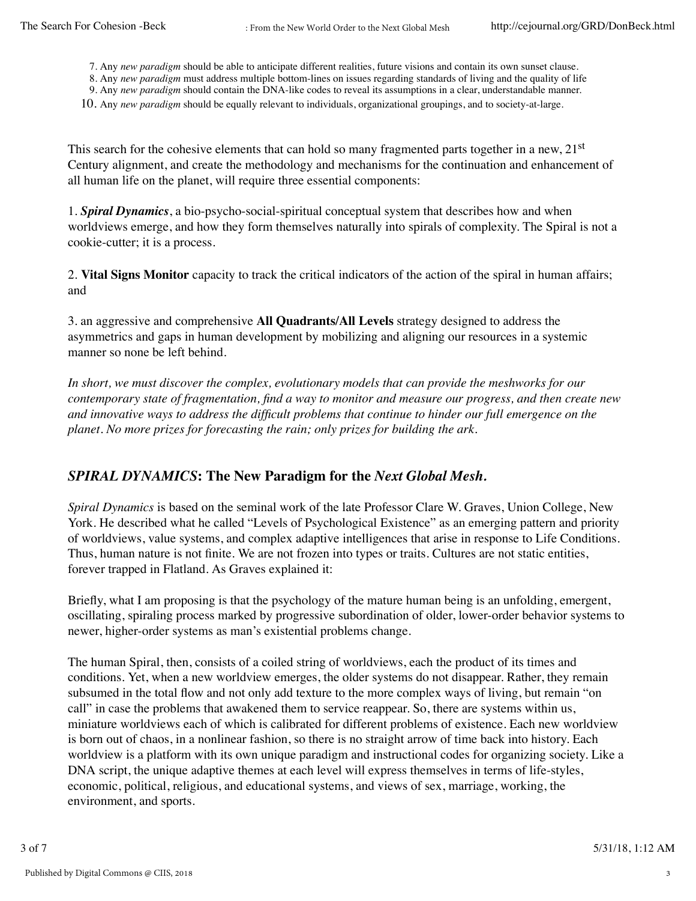7. Any *new paradigm* should be able to anticipate different realities, future visions and contain its own sunset clause.
8. Any *new paradigm* must address multiple bottom-lines on issues regarding standards of living and the quality of life
9. Any *new paradigm* should contain the DNA-like codes to reveal its assumptions in a clear, understandable manner.
10. Any *new paradigm* should be equally relevant to individuals, organizational groupings, and to society-at-large.

This search for the cohesive elements that can hold so many fragmented parts together in a new, 21st Century alignment, and create the methodology and mechanisms for the continuation and enhancement of all human life on the planet, will require three essential components:

1. ***Spiral Dynamics***, a bio-psycho-social-spiritual conceptual system that describes how and when worldviews emerge, and how they form themselves naturally into spirals of complexity. The Spiral is not a cookie-cutter; it is a process.

2. **Vital Signs Monitor** capacity to track the critical indicators of the action of the spiral in human affairs; and

3. an aggressive and comprehensive **All Quadrants/All Levels** strategy designed to address the asymmetrics and gaps in human development by mobilizing and aligning our resources in a systemic manner so none be left behind.

*In short, we must discover the complex, evolutionary models that can provide the meshworks for our contemporary state of fragmentation, find a way to monitor and measure our progress, and then create new and innovative ways to address the difficult problems that continue to hinder our full emergence on the planet. No more prizes for forecasting the rain; only prizes for building the ark.*

## *SPIRAL DYNAMICS*: The New Paradigm for the *Next Global Mesh.*

*Spiral Dynamics* is based on the seminal work of the late Professor Clare W. Graves, Union College, New York. He described what he called "Levels of Psychological Existence" as an emerging pattern and priority of worldviews, value systems, and complex adaptive intelligences that arise in response to Life Conditions. Thus, human nature is not finite. We are not frozen into types or traits. Cultures are not static entities, forever trapped in Flatland. As Graves explained it:

Briefly, what I am proposing is that the psychology of the mature human being is an unfolding, emergent, oscillating, spiraling process marked by progressive subordination of older, lower-order behavior systems to newer, higher-order systems as man's existential problems change.

The human Spiral, then, consists of a coiled string of worldviews, each the product of its times and conditions. Yet, when a new worldview emerges, the older systems do not disappear. Rather, they remain subsumed in the total flow and not only add texture to the more complex ways of living, but remain "on call" in case the problems that awakened them to service reappear. So, there are systems within us, miniature worldviews each of which is calibrated for different problems of existence. Each new worldview is born out of chaos, in a nonlinear fashion, so there is no straight arrow of time back into history. Each worldview is a platform with its own unique paradigm and instructional codes for organizing society. Like a DNA script, the unique adaptive themes at each level will express themselves in terms of life-styles, economic, political, religious, and educational systems, and views of sex, marriage, working, the environment, and sports.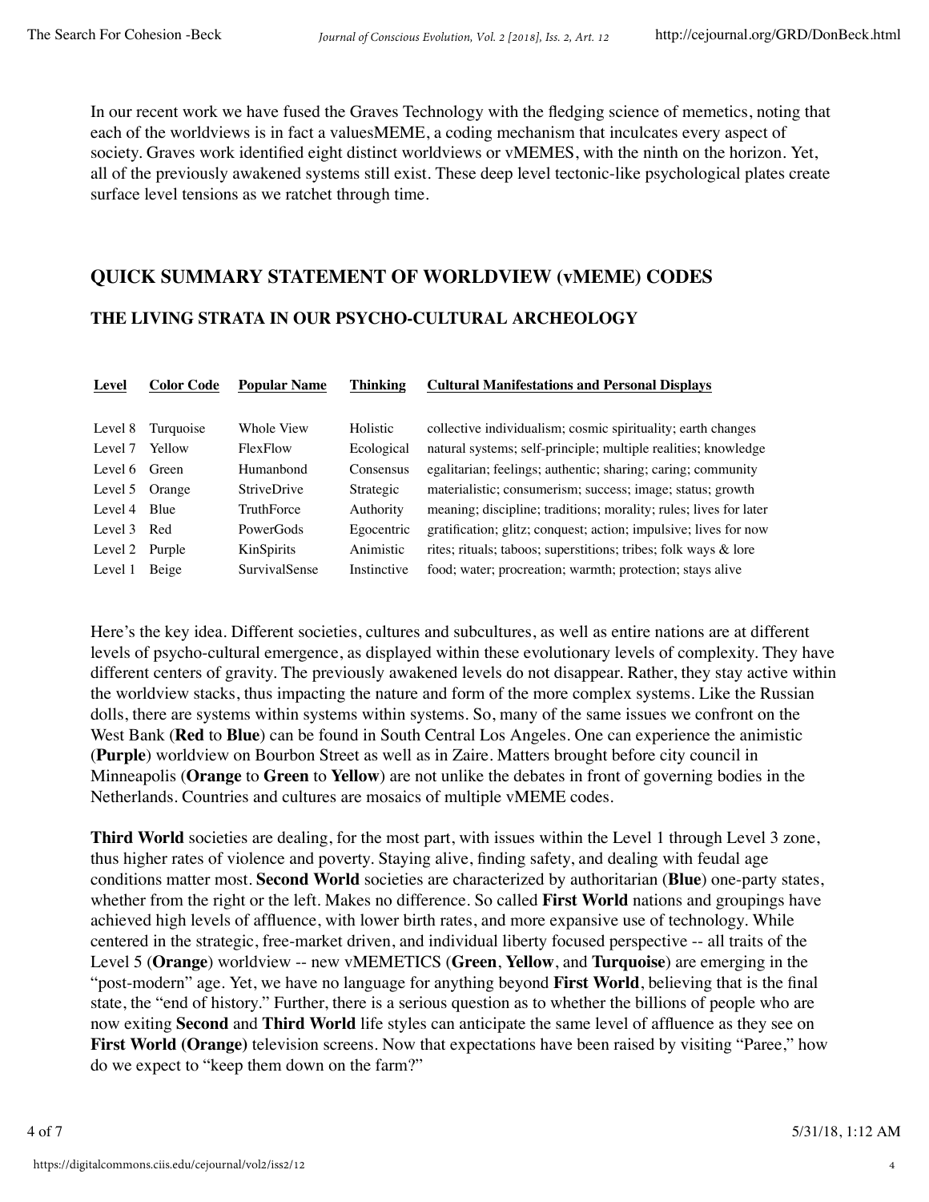In our recent work we have fused the Graves Technology with the fledging science of memetics, noting that each of the worldviews is in fact a valuesMEME, a coding mechanism that inculcates every aspect of society. Graves work identified eight distinct worldviews or vMEMES, with the ninth on the horizon. Yet, all of the previously awakened systems still exist. These deep level tectonic-like psychological plates create surface level tensions as we ratchet through time.

## QUICK SUMMARY STATEMENT OF WORLDVIEW (vMEME) CODES

### THE LIVING STRATA IN OUR PSYCHO-CULTURAL ARCHEOLOGY

| Level | Color Code | Popular Name | Thinking | Cultural Manifestations and Personal Displays |
|---|---|---|---|---|
| Level 8 | Turquoise | Whole View | Holistic | collective individualism; cosmic spirituality; earth changes |
| Level 7 | Yellow | FlexFlow | Ecological | natural systems; self-principle; multiple realities; knowledge |
| Level 6 | Green | Humanbond | Consensus | egalitarian; feelings; authentic; sharing; caring; community |
| Level 5 | Orange | StriveDrive | Strategic | materialistic; consumerism; success; image; status; growth |
| Level 4 | Blue | TruthForce | Authority | meaning; discipline; traditions; morality; rules; lives for later |
| Level 3 | Red | PowerGods | Egocentric | gratification; glitz; conquest; action; impulsive; lives for now |
| Level 2 | Purple | KinSpirits | Animistic | rites; rituals; taboos; superstitions; tribes; folk ways & lore |
| Level 1 | Beige | SurvivalSense | Instinctive | food; water; procreation; warmth; protection; stays alive |

Here's the key idea. Different societies, cultures and subcultures, as well as entire nations are at different levels of psycho-cultural emergence, as displayed within these evolutionary levels of complexity. They have different centers of gravity. The previously awakened levels do not disappear. Rather, they stay active within the worldview stacks, thus impacting the nature and form of the more complex systems. Like the Russian dolls, there are systems within systems within systems. So, many of the same issues we confront on the West Bank (**Red** to **Blue**) can be found in South Central Los Angeles. One can experience the animistic (**Purple**) worldview on Bourbon Street as well as in Zaire. Matters brought before city council in Minneapolis (**Orange** to **Green** to **Yellow**) are not unlike the debates in front of governing bodies in the Netherlands. Countries and cultures are mosaics of multiple vMEME codes.

**Third World** societies are dealing, for the most part, with issues within the Level 1 through Level 3 zone, thus higher rates of violence and poverty. Staying alive, finding safety, and dealing with feudal age conditions matter most. **Second World** societies are characterized by authoritarian (**Blue**) one-party states, whether from the right or the left. Makes no difference. So called **First World** nations and groupings have achieved high levels of affluence, with lower birth rates, and more expansive use of technology. While centered in the strategic, free-market driven, and individual liberty focused perspective -- all traits of the Level 5 (**Orange**) worldview -- new vMEMETICS (**Green**, **Yellow**, and **Turquoise**) are emerging in the "post-modern" age. Yet, we have no language for anything beyond **First World**, believing that is the final state, the "end of history." Further, there is a serious question as to whether the billions of people who are now exiting **Second** and **Third World** life styles can anticipate the same level of affluence as they see on **First World (Orange)** television screens. Now that expectations have been raised by visiting "Paree," how do we expect to "keep them down on the farm?"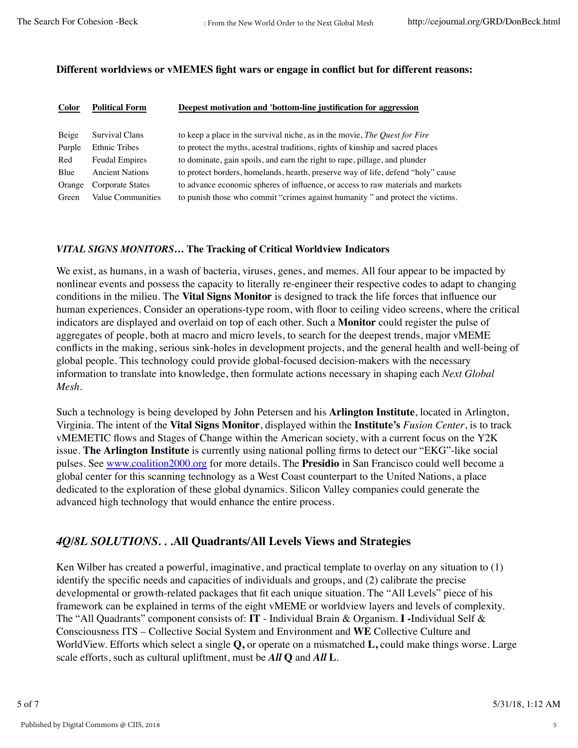**Different worldviews or vMEMES fight wars or engage in conflict but for different reasons:**

| Color | Political Form | Deepest motivation and 'bottom-line justification for aggression |
|---|---|---|
| Beige | Survival Clans | to keep a place in the survival niche, as in the movie, *The Quest for Fire* |
| Purple | Ethnic Tribes | to protect the myths, acestral traditions, rights of kinship and sacred places |
| Red | Feudal Empires | to dominate, gain spoils, and earn the right to rape, pillage, and plunder |
| Blue | Ancient Nations | to protect borders, homelands, hearth, preserve way of life, defend "holy" cause |
| Orange | Corporate States | to advance economic spheres of influence, or access to raw materials and markets |
| Green | Value Communities | to punish those who commit "crimes against humanity " and protect the victims. |

***VITAL SIGNS MONITORS…* The Tracking of Critical Worldview Indicators**

We exist, as humans, in a wash of bacteria, viruses, genes, and memes. All four appear to be impacted by nonlinear events and possess the capacity to literally re-engineer their respective codes to adapt to changing conditions in the milieu. The **Vital Signs Monitor** is designed to track the life forces that influence our human experiences. Consider an operations-type room, with floor to ceiling video screens, where the critical indicators are displayed and overlaid on top of each other. Such a **Monitor** could register the pulse of aggregates of people, both at macro and micro levels, to search for the deepest trends, major vMEME conflicts in the making, serious sink-holes in development projects, and the general health and well-being of global people. This technology could provide global-focused decision-makers with the necessary information to translate into knowledge, then formulate actions necessary in shaping each *Next Global Mesh*.

Such a technology is being developed by John Petersen and his **Arlington Institute**, located in Arlington, Virginia. The intent of the **Vital Signs Monitor**, displayed within the **Institute's** *Fusion Center*, is to track vMEMETIC flows and Stages of Change within the American society, with a current focus on the Y2K issue. **The Arlington Institute** is currently using national polling firms to detect our "EKG"-like social pulses. See www.coalition2000.org for more details. The **Presidio** in San Francisco could well become a global center for this scanning technology as a West Coast counterpart to the United Nations, a place dedicated to the exploration of these global dynamics. Silicon Valley companies could generate the advanced high technology that would enhance the entire process.

## *4Q/8L SOLUTIONS. . .*All Quadrants/All Levels Views and Strategies

Ken Wilber has created a powerful, imaginative, and practical template to overlay on any situation to (1) identify the specific needs and capacities of individuals and groups, and (2) calibrate the precise developmental or growth-related packages that fit each unique situation. The "All Levels" piece of his framework can be explained in terms of the eight vMEME or worldview layers and levels of complexity. The "All Quadrants" component consists of: **IT** - Individual Brain & Organism. **I -**Individual Self & Consciousness ITS – Collective Social System and Environment and **WE** Collective Culture and WorldView. Efforts which select a single **Q,** or operate on a mismatched **L,** could make things worse. Large scale efforts, such as cultural upliftment, must be ***All* Q** and ***All* L**.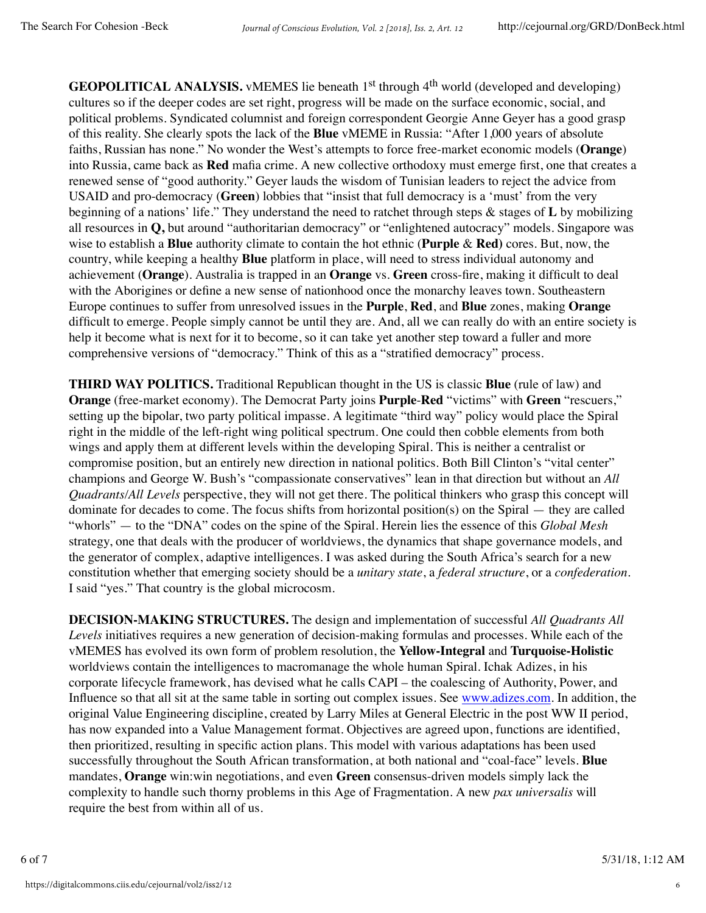**GEOPOLITICAL ANALYSIS.** vMEMES lie beneath 1st through 4th world (developed and developing) cultures so if the deeper codes are set right, progress will be made on the surface economic, social, and political problems. Syndicated columnist and foreign correspondent Georgie Anne Geyer has a good grasp of this reality. She clearly spots the lack of the **Blue** vMEME in Russia: "After 1,000 years of absolute faiths, Russian has none." No wonder the West's attempts to force free-market economic models (**Orange**) into Russia, came back as **Red** mafia crime. A new collective orthodoxy must emerge first, one that creates a renewed sense of "good authority." Geyer lauds the wisdom of Tunisian leaders to reject the advice from USAID and pro-democracy (**Green**) lobbies that "insist that full democracy is a 'must' from the very beginning of a nations' life." They understand the need to ratchet through steps & stages of **L** by mobilizing all resources in **Q,** but around "authoritarian democracy" or "enlightened autocracy" models. Singapore was wise to establish a **Blue** authority climate to contain the hot ethnic (**Purple** & **Red**) cores. But, now, the country, while keeping a healthy **Blue** platform in place, will need to stress individual autonomy and achievement (**Orange**). Australia is trapped in an **Orange** vs. **Green** cross-fire, making it difficult to deal with the Aborigines or define a new sense of nationhood once the monarchy leaves town. Southeastern Europe continues to suffer from unresolved issues in the **Purple**, **Red**, and **Blue** zones, making **Orange** difficult to emerge. People simply cannot be until they are. And, all we can really do with an entire society is help it become what is next for it to become, so it can take yet another step toward a fuller and more comprehensive versions of "democracy." Think of this as a "stratified democracy" process.

**THIRD WAY POLITICS.** Traditional Republican thought in the US is classic **Blue** (rule of law) and **Orange** (free-market economy). The Democrat Party joins **Purple-Red** "victims" with **Green** "rescuers," setting up the bipolar, two party political impasse. A legitimate "third way" policy would place the Spiral right in the middle of the left-right wing political spectrum. One could then cobble elements from both wings and apply them at different levels within the developing Spiral. This is neither a centralist or compromise position, but an entirely new direction in national politics. Both Bill Clinton's "vital center" champions and George W. Bush's "compassionate conservatives" lean in that direction but without an *All Quadrants/All Levels* perspective, they will not get there. The political thinkers who grasp this concept will dominate for decades to come. The focus shifts from horizontal position(s) on the Spiral — they are called "whorls" — to the "DNA" codes on the spine of the Spiral. Herein lies the essence of this *Global Mesh* strategy, one that deals with the producer of worldviews, the dynamics that shape governance models, and the generator of complex, adaptive intelligences. I was asked during the South Africa's search for a new constitution whether that emerging society should be a *unitary state*, a *federal structure*, or a *confederation*. I said "yes." That country is the global microcosm.

**DECISION-MAKING STRUCTURES.** The design and implementation of successful *All Quadrants All Levels* initiatives requires a new generation of decision-making formulas and processes. While each of the vMEMES has evolved its own form of problem resolution, the **Yellow-Integral** and **Turquoise-Holistic** worldviews contain the intelligences to macromanage the whole human Spiral. Ichak Adizes, in his corporate lifecycle framework, has devised what he calls CAPI – the coalescing of Authority, Power, and Influence so that all sit at the same table in sorting out complex issues. See www.adizes.com. In addition, the original Value Engineering discipline, created by Larry Miles at General Electric in the post WW II period, has now expanded into a Value Management format. Objectives are agreed upon, functions are identified, then prioritized, resulting in specific action plans. This model with various adaptations has been used successfully throughout the South African transformation, at both national and "coal-face" levels. **Blue** mandates, **Orange** win:win negotiations, and even **Green** consensus-driven models simply lack the complexity to handle such thorny problems in this Age of Fragmentation. A new *pax universalis* will require the best from within all of us.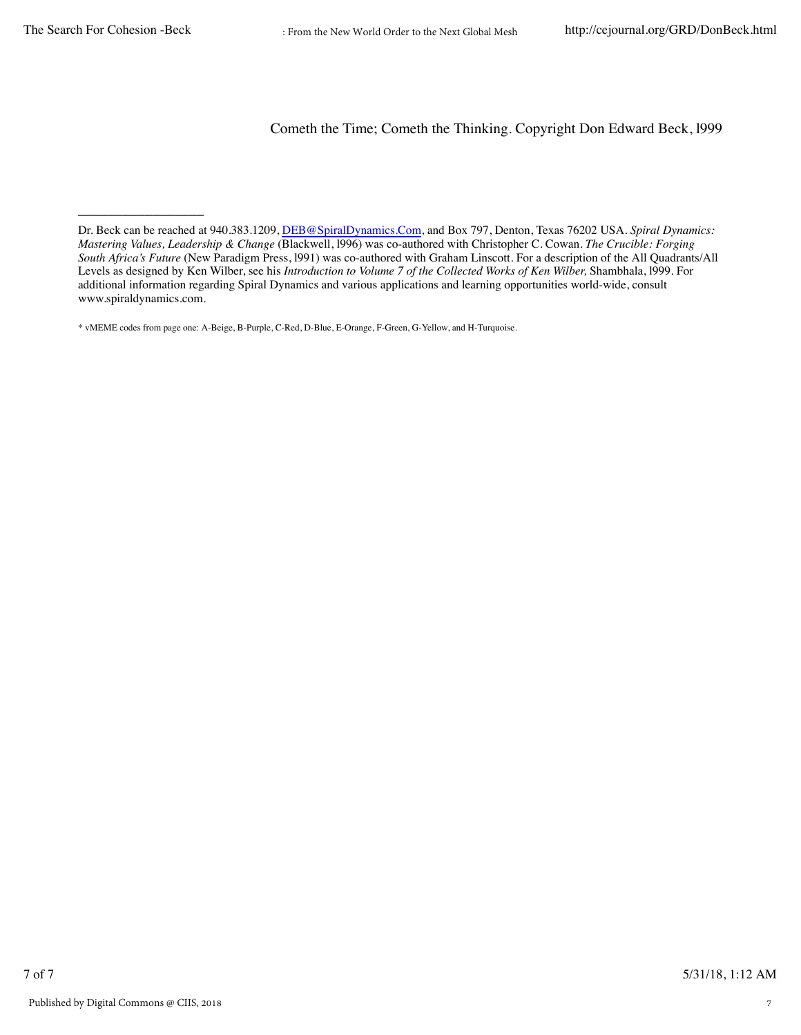Cometh the Time; Cometh the Thinking. Copyright Don Edward Beck, l999

---

Dr. Beck can be reached at 940.383.1209, DEB@SpiralDynamics.Com, and Box 797, Denton, Texas 76202 USA. *Spiral Dynamics: Mastering Values, Leadership & Change* (Blackwell, l996) was co-authored with Christopher C. Cowan. *The Crucible: Forging South Africa's Future* (New Paradigm Press, l991) was co-authored with Graham Linscott. For a description of the All Quadrants/All Levels as designed by Ken Wilber, see his *Introduction to Volume 7 of the Collected Works of Ken Wilber,* Shambhala, l999. For additional information regarding Spiral Dynamics and various applications and learning opportunities world-wide, consult www.spiraldynamics.com.

* vMEME codes from page one: A-Beige, B-Purple, C-Red, D-Blue, E-Orange, F-Green, G-Yellow, and H-Turquoise.